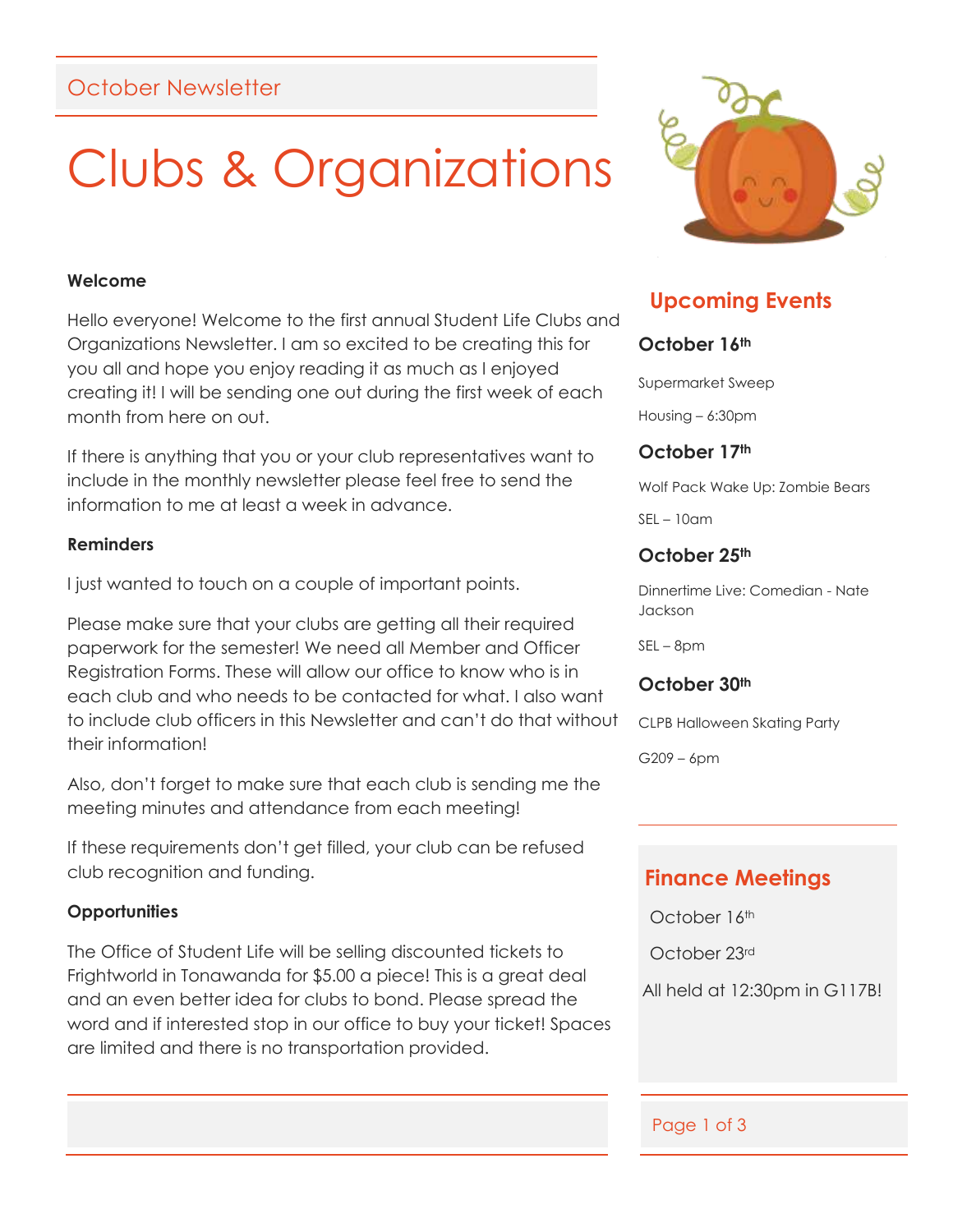October Newsletter

# Clubs & Organizations

**Welcome**

Hello everyone! Welcome to the first annual Student Life Clubs and Organizations Newsletter. I am so excited to be creating this for you all and hope you enjoy reading it as much as I enjoyed creating it! I will be sending one out during the first week of each month from here on out.

If there is anything that you or your club representatives want to include in the monthly newsletter please feel free to send the information to me at least a week in advance.

**Reminders**

I just wanted to touch on a couple of important points.

Please make sure that your clubs are getting all their required paperwork for the semester! We need all Member and Officer Registration Forms. These will allow our office to know who is in each club and who needs to be contacted for what. I also want to include club officers in this Newsletter and can't do that without their information!

Also, don't forget to make sure that each club is sending me the meeting minutes and attendance from each meeting!

If these requirements don't get filled, your club can be refused club recognition and funding.

**Opportunities**

The Office of Student Life will be selling discounted tickets to Frightworld in Tonawanda for $5.00 a piece! This is a great deal and an even better idea for clubs to bond. Please spread the word and if interested stop in our office to buy your ticket! Spaces are limited and there is no transportation provided.

## Upcoming Events

### October 16th

Supermarket Sweep

Housing – 6:30pm

### October 17th

Wolf Pack Wake Up: Zombie Bears

SEL – 10am

### October 25th

Dinnertime Live: Comedian - Nate Jackson

SEL – 8pm

### October 30th

CLPB Halloween Skating Party

G209 – 6pm

## Finance Meetings

October 16th

October 23rd

All held at 12:30pm in G117B!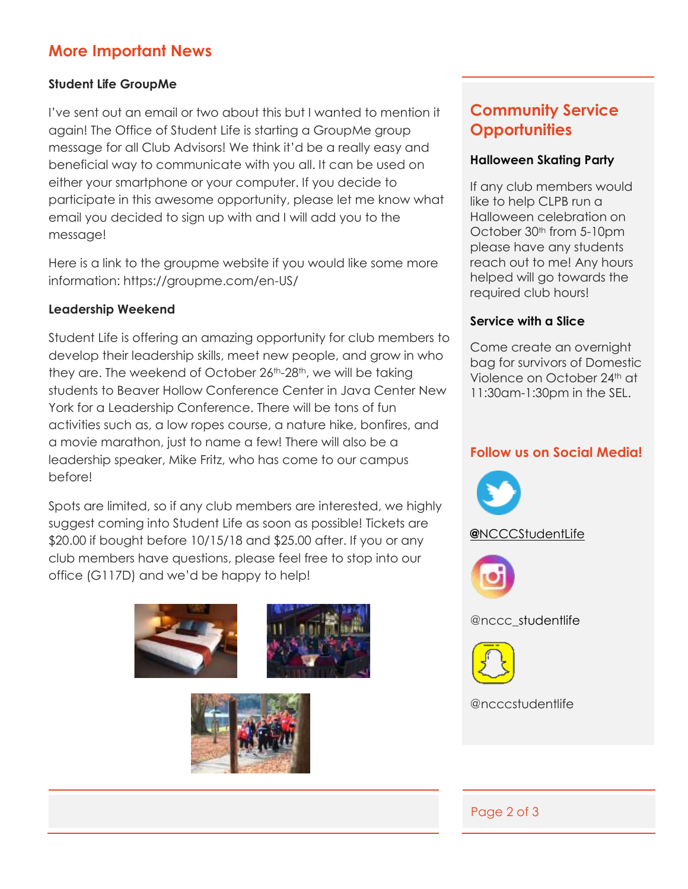## More Important News

**Student Life GroupMe**

I've sent out an email or two about this but I wanted to mention it again! The Office of Student Life is starting a GroupMe group message for all Club Advisors! We think it'd be a really easy and beneficial way to communicate with you all. It can be used on either your smartphone or your computer. If you decide to participate in this awesome opportunity, please let me know what email you decided to sign up with and I will add you to the message!

Here is a link to the groupme website if you would like some more information: https://groupme.com/en-US/

**Leadership Weekend**

Student Life is offering an amazing opportunity for club members to develop their leadership skills, meet new people, and grow in who they are. The weekend of October 26th-28th, we will be taking students to Beaver Hollow Conference Center in Java Center New York for a Leadership Conference. There will be tons of fun activities such as, a low ropes course, a nature hike, bonfires, and a movie marathon, just to name a few! There will also be a leadership speaker, Mike Fritz, who has come to our campus before!

Spots are limited, so if any club members are interested, we highly suggest coming into Student Life as soon as possible! Tickets are $20.00 if bought before 10/15/18 and $25.00 after. If you or any club members have questions, please feel free to stop into our office (G117D) and we'd be happy to help!

## Community Service Opportunities

**Halloween Skating Party**

If any club members would like to help CLPB run a Halloween celebration on October 30th from 5-10pm please have any students reach out to me! Any hours helped will go towards the required club hours!

**Service with a Slice**

Come create an overnight bag for survivors of Domestic Violence on October 24th at 11:30am-1:30pm in the SEL.

## Follow us on Social Media!

@NCCCStudentLife

@nccc_studentlife

@ncccstudentlife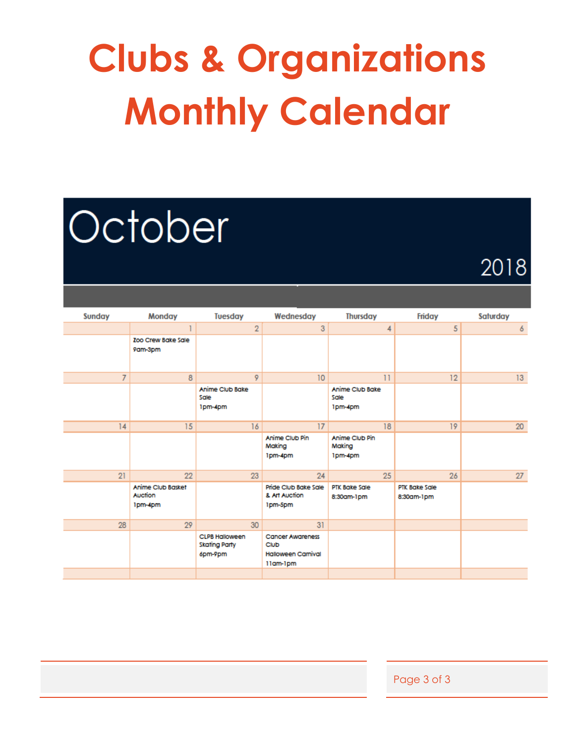# Clubs & Organizations Monthly Calendar

## October

2018

| Sunday | Monday | Tuesday | Wednesday | Thursday | Friday | Saturday |
|---|---|---|---|---|---|---|
| | 1 Zoo Crew Bake Sale 9am-3pm | 2 | 3 | 4 | 5 | 6 |
| 7 | 8 | 9 Anime Club Bake Sale 1pm-4pm | 10 | 11 Anime Club Bake Sale 1pm-4pm | 12 | 13 |
| 14 | 15 | 16 | 17 Anime Club Pin Making 1pm-4pm | 18 Anime Club Pin Making 1pm-4pm | 19 | 20 |
| 21 | 22 Anime Club Basket Auction 1pm-4pm | 23 | 24 Pride Club Bake Sale & Art Auction 1pm-5pm | 25 PTK Bake Sale 8:30am-1pm | 26 PTK Bake Sale 8:30am-1pm | 27 |
| 28 | 29 | 30 CLPB Halloween Skating Party 6pm-9pm | 31 Cancer Awareness Club Halloween Carnival 11am-1pm | | | |